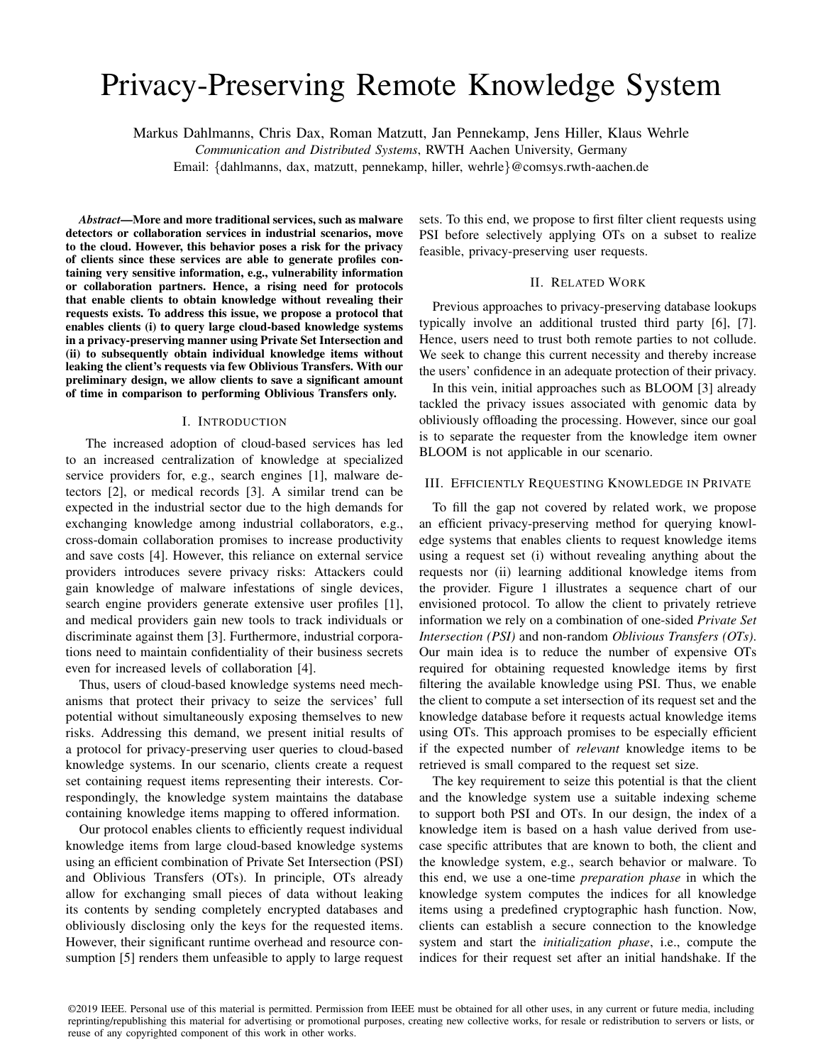# Privacy-Preserving Remote Knowledge System

Markus Dahlmanns, Chris Dax, Roman Matzutt, Jan Pennekamp, Jens Hiller, Klaus Wehrle

*Communication and Distributed Systems*, RWTH Aachen University, Germany

Email: {dahlmanns, dax, matzutt, pennekamp, hiller, wehrle}@comsys.rwth-aachen.de

***Abstract*—More and more traditional services, such as malware detectors or collaboration services in industrial scenarios, move to the cloud. However, this behavior poses a risk for the privacy of clients since these services are able to generate profiles containing very sensitive information, e.g., vulnerability information or collaboration partners. Hence, a rising need for protocols that enable clients to obtain knowledge without revealing their requests exists. To address this issue, we propose a protocol that enables clients (i) to query large cloud-based knowledge systems in a privacy-preserving manner using Private Set Intersection and (ii) to subsequently obtain individual knowledge items without leaking the client's requests via few Oblivious Transfers. With our preliminary design, we allow clients to save a significant amount of time in comparison to performing Oblivious Transfers only.**

## I. Introduction

The increased adoption of cloud-based services has led to an increased centralization of knowledge at specialized service providers for, e.g., search engines [1], malware detectors [2], or medical records [3]. A similar trend can be expected in the industrial sector due to the high demands for exchanging knowledge among industrial collaborators, e.g., cross-domain collaboration promises to increase productivity and save costs [4]. However, this reliance on external service providers introduces severe privacy risks: Attackers could gain knowledge of malware infestations of single devices, search engine providers generate extensive user profiles [1], and medical providers gain new tools to track individuals or discriminate against them [3]. Furthermore, industrial corporations need to maintain confidentiality of their business secrets even for increased levels of collaboration [4].

Thus, users of cloud-based knowledge systems need mechanisms that protect their privacy to seize the services' full potential without simultaneously exposing themselves to new risks. Addressing this demand, we present initial results of a protocol for privacy-preserving user queries to cloud-based knowledge systems. In our scenario, clients create a request set containing request items representing their interests. Correspondingly, the knowledge system maintains the database containing knowledge items mapping to offered information.

Our protocol enables clients to efficiently request individual knowledge items from large cloud-based knowledge systems using an efficient combination of Private Set Intersection (PSI) and Oblivious Transfers (OTs). In principle, OTs already allow for exchanging small pieces of data without leaking its contents by sending completely encrypted databases and obliviously disclosing only the keys for the requested items. However, their significant runtime overhead and resource consumption [5] renders them unfeasible to apply to large request sets. To this end, we propose to first filter client requests using PSI before selectively applying OTs on a subset to realize feasible, privacy-preserving user requests.

## II. Related Work

Previous approaches to privacy-preserving database lookups typically involve an additional trusted third party [6], [7]. Hence, users need to trust both remote parties to not collude. We seek to change this current necessity and thereby increase the users' confidence in an adequate protection of their privacy.

In this vein, initial approaches such as BLOOM [3] already tackled the privacy issues associated with genomic data by obliviously offloading the processing. However, since our goal is to separate the requester from the knowledge item owner BLOOM is not applicable in our scenario.

## III. Efficiently Requesting Knowledge in Private

To fill the gap not covered by related work, we propose an efficient privacy-preserving method for querying knowledge systems that enables clients to request knowledge items using a request set (i) without revealing anything about the requests nor (ii) learning additional knowledge items from the provider. Figure 1 illustrates a sequence chart of our envisioned protocol. To allow the client to privately retrieve information we rely on a combination of one-sided *Private Set Intersection (PSI)* and non-random *Oblivious Transfers (OTs)*. Our main idea is to reduce the number of expensive OTs required for obtaining requested knowledge items by first filtering the available knowledge using PSI. Thus, we enable the client to compute a set intersection of its request set and the knowledge database before it requests actual knowledge items using OTs. This approach promises to be especially efficient if the expected number of *relevant* knowledge items to be retrieved is small compared to the request set size.

The key requirement to seize this potential is that the client and the knowledge system use a suitable indexing scheme to support both PSI and OTs. In our design, the index of a knowledge item is based on a hash value derived from use-case specific attributes that are known to both, the client and the knowledge system, e.g., search behavior or malware. To this end, we use a one-time *preparation phase* in which the knowledge system computes the indices for all knowledge items using a predefined cryptographic hash function. Now, clients can establish a secure connection to the knowledge system and start the *initialization phase*, i.e., compute the indices for their request set after an initial handshake. If the

©2019 IEEE. Personal use of this material is permitted. Permission from IEEE must be obtained for all other uses, in any current or future media, including reprinting/republishing this material for advertising or promotional purposes, creating new collective works, for resale or redistribution to servers or lists, or reuse of any copyrighted component of this work in other works.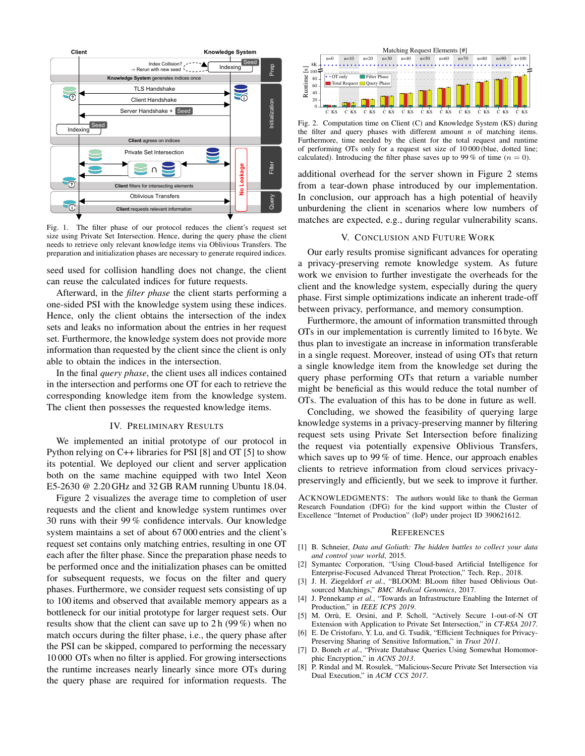Client

Knowledge System

Index Collision? → Rerun with new seed

Indexing Seed

Prep

Knowledge System generates indices once

TLS Handshake

Client Handshake

Server Handshake + Seed

Indexing Seed

Initialization

Client agrees on indices

Private Set Intersection

∩

No Leakage

Filter

Client filters for intersecting elements

Oblivious Transfers

Query

Client requests relevant information

Fig. 1. The filter phase of our protocol reduces the client's request set size using Private Set Intersection. Hence, during the query phase the client needs to retrieve only relevant knowledge items via Oblivious Transfers. The preparation and initialization phases are necessary to generate required indices.

seed used for collision handling does not change, the client can reuse the calculated indices for future requests.

Afterward, in the *filter phase* the client starts performing a one-sided PSI with the knowledge system using these indices. Hence, only the client obtains the intersection of the index sets and leaks no information about the entries in her request set. Furthermore, the knowledge system does not provide more information than requested by the client since the client is only able to obtain the indices in the intersection.

In the final *query phase*, the client uses all indices contained in the intersection and performs one OT for each to retrieve the corresponding knowledge item from the knowledge system. The client then possesses the requested knowledge items.

## IV. Preliminary Results

We implemented an initial prototype of our protocol in Python relying on C++ libraries for PSI [8] and OT [5] to show its potential. We deployed our client and server application both on the same machine equipped with two Intel Xeon E5-2630 @ 2.20 GHz and 32 GB RAM running Ubuntu 18.04.

Figure 2 visualizes the average time to completion of user requests and the client and knowledge system runtimes over 30 runs with their 99 % confidence intervals. Our knowledge system maintains a set of about 67 000 entries and the client's request set contains only matching entries, resulting in one OT each after the filter phase. Since the preparation phase needs to be performed once and the initialization phases can be omitted for subsequent requests, we focus on the filter and query phases. Furthermore, we consider request sets consisting of up to 100 items and observed that available memory appears as a bottleneck for our initial prototype for larger request sets. Our results show that the client can save up to 2 h (99 %) when no match occurs during the filter phase, i.e., the query phase after the PSI can be skipped, compared to performing the necessary 10 000 OTs when no filter is applied. For growing intersections the runtime increases nearly linearly since more OTs during the query phase are required for information requests. The

Matching Request Elements [#]

n=0 n=10 n=20 n=30 n=40 n=50 n=60 n=70 n=80 n=90 n=100

Runtime [s]

8K
100
80
60
40
20
0

OT only
Total Request
Filter Phase
Query Phase

C KS C KS C KS C KS C KS C KS C KS C KS C KS C KS C KS

Fig. 2. Computation time on Client (C) and Knowledge System (KS) during the filter and query phases with different amount $n$ of matching items. Furthermore, time needed by the client for the total request and runtime of performing OTs only for a request set size of 10 000 (blue, dotted line; calculated). Introducing the filter phase saves up to 99 % of time ($n = 0$).

additional overhead for the server shown in Figure 2 stems from a tear-down phase introduced by our implementation. In conclusion, our approach has a high potential of heavily unburdening the client in scenarios where low numbers of matches are expected, e.g., during regular vulnerability scans.

## V. Conclusion and Future Work

Our early results promise significant advances for operating a privacy-preserving remote knowledge system. As future work we envision to further investigate the overheads for the client and the knowledge system, especially during the query phase. First simple optimizations indicate an inherent trade-off between privacy, performance, and memory consumption.

Furthermore, the amount of information transmitted through OTs in our implementation is currently limited to 16 byte. We thus plan to investigate an increase in information transferable in a single request. Moreover, instead of using OTs that return a single knowledge item from the knowledge set during the query phase performing OTs that return a variable number might be beneficial as this would reduce the total number of OTs. The evaluation of this has to be done in future as well.

Concluding, we showed the feasibility of querying large knowledge systems in a privacy-preserving manner by filtering request sets using Private Set Intersection before finalizing the request via potentially expensive Oblivious Transfers, which saves up to 99 % of time. Hence, our approach enables clients to retrieve information from cloud services privacy-preservingly and efficiently, but we seek to improve it further.

Acknowledgments: The authors would like to thank the German Research Foundation (DFG) for the kind support within the Cluster of Excellence "Internet of Production" (IoP) under project ID 390621612.

## References

[1] B. Schneier, *Data and Goliath: The hidden battles to collect your data and control your world*, 2015.

[2] Symantec Corporation, "Using Cloud-based Artificial Intelligence for Enterprise-Focused Advanced Threat Protection," Tech. Rep., 2018.

[3] J. H. Ziegeldorf *et al.*, "BLOOM: BLoom filter based Oblivious Outsourced Matchings," *BMC Medical Genomics*, 2017.

[4] J. Pennekamp *et al.*, "Towards an Infrastructure Enabling the Internet of Production," in *IEEE ICPS 2019*.

[5] M. Orrù, E. Orsini, and P. Scholl, "Actively Secure 1-out-of-N OT Extension with Application to Private Set Intersection," in *CT-RSA 2017*.

[6] E. De Cristofaro, Y. Lu, and G. Tsudik, "Efficient Techniques for Privacy-Preserving Sharing of Sensitive Information," in *Trust 2011*.

[7] D. Boneh *et al.*, "Private Database Queries Using Somewhat Homomorphic Encryption," in *ACNS 2013*.

[8] P. Rindal and M. Rosulek, "Malicious-Secure Private Set Intersection via Dual Execution," in *ACM CCS 2017*.